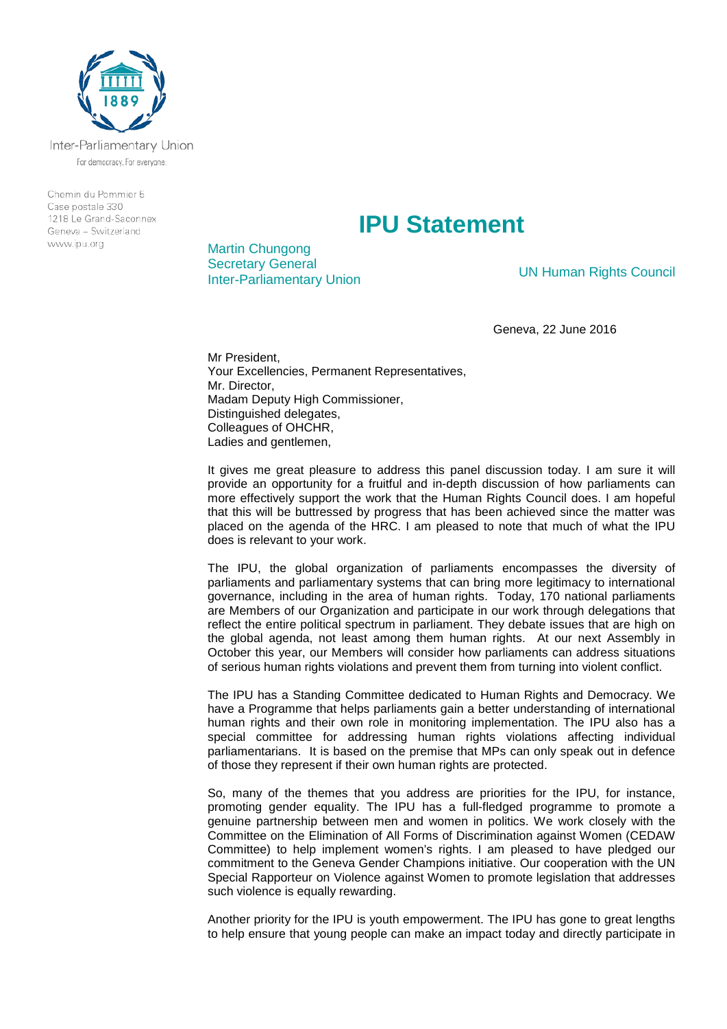Inter-Parliamentary Union

For democracy. For everyone.

Chemin du Pommier 5
Case postale 330
1218 Le Grand-Saconnex
Geneva – Switzerland
www.ipu.org

# IPU Statement

Martin Chungong
Secretary General
Inter-Parliamentary Union

UN Human Rights Council

Geneva, 22 June 2016

Mr President,
Your Excellencies, Permanent Representatives,
Mr. Director,
Madam Deputy High Commissioner,
Distinguished delegates,
Colleagues of OHCHR,
Ladies and gentlemen,

It gives me great pleasure to address this panel discussion today. I am sure it will provide an opportunity for a fruitful and in-depth discussion of how parliaments can more effectively support the work that the Human Rights Council does. I am hopeful that this will be buttressed by progress that has been achieved since the matter was placed on the agenda of the HRC. I am pleased to note that much of what the IPU does is relevant to your work.

The IPU, the global organization of parliaments encompasses the diversity of parliaments and parliamentary systems that can bring more legitimacy to international governance, including in the area of human rights. Today, 170 national parliaments are Members of our Organization and participate in our work through delegations that reflect the entire political spectrum in parliament. They debate issues that are high on the global agenda, not least among them human rights. At our next Assembly in October this year, our Members will consider how parliaments can address situations of serious human rights violations and prevent them from turning into violent conflict.

The IPU has a Standing Committee dedicated to Human Rights and Democracy. We have a Programme that helps parliaments gain a better understanding of international human rights and their own role in monitoring implementation. The IPU also has a special committee for addressing human rights violations affecting individual parliamentarians. It is based on the premise that MPs can only speak out in defence of those they represent if their own human rights are protected.

So, many of the themes that you address are priorities for the IPU, for instance, promoting gender equality. The IPU has a full-fledged programme to promote a genuine partnership between men and women in politics. We work closely with the Committee on the Elimination of All Forms of Discrimination against Women (CEDAW Committee) to help implement women's rights. I am pleased to have pledged our commitment to the Geneva Gender Champions initiative. Our cooperation with the UN Special Rapporteur on Violence against Women to promote legislation that addresses such violence is equally rewarding.

Another priority for the IPU is youth empowerment. The IPU has gone to great lengths to help ensure that young people can make an impact today and directly participate in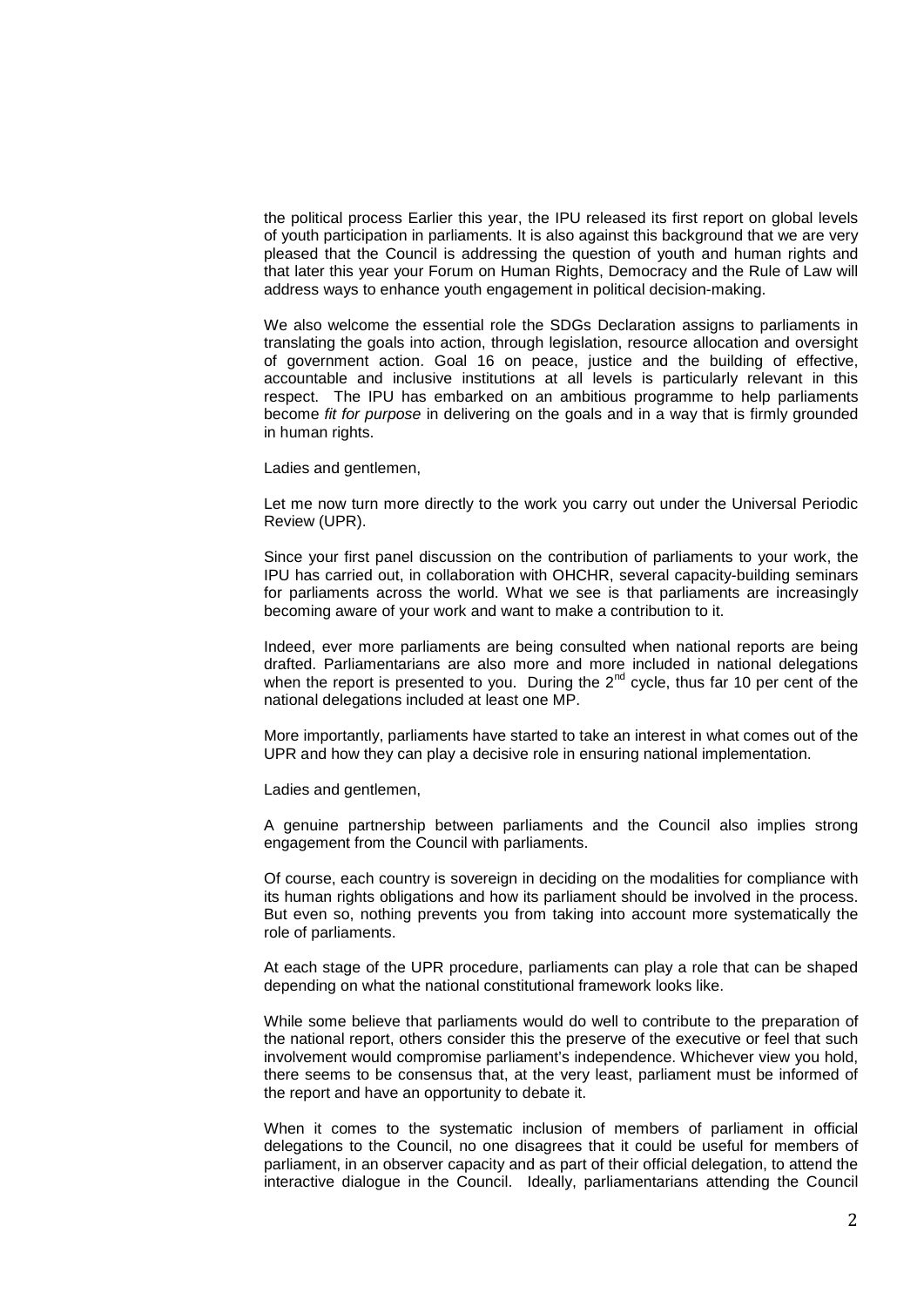the political process Earlier this year, the IPU released its first report on global levels of youth participation in parliaments. It is also against this background that we are very pleased that the Council is addressing the question of youth and human rights and that later this year your Forum on Human Rights, Democracy and the Rule of Law will address ways to enhance youth engagement in political decision-making.

We also welcome the essential role the SDGs Declaration assigns to parliaments in translating the goals into action, through legislation, resource allocation and oversight of government action. Goal 16 on peace, justice and the building of effective, accountable and inclusive institutions at all levels is particularly relevant in this respect. The IPU has embarked on an ambitious programme to help parliaments become *fit for purpose* in delivering on the goals and in a way that is firmly grounded in human rights.

Ladies and gentlemen,

Let me now turn more directly to the work you carry out under the Universal Periodic Review (UPR).

Since your first panel discussion on the contribution of parliaments to your work, the IPU has carried out, in collaboration with OHCHR, several capacity-building seminars for parliaments across the world. What we see is that parliaments are increasingly becoming aware of your work and want to make a contribution to it.

Indeed, ever more parliaments are being consulted when national reports are being drafted. Parliamentarians are also more and more included in national delegations when the report is presented to you. During the 2nd cycle, thus far 10 per cent of the national delegations included at least one MP.

More importantly, parliaments have started to take an interest in what comes out of the UPR and how they can play a decisive role in ensuring national implementation.

Ladies and gentlemen,

A genuine partnership between parliaments and the Council also implies strong engagement from the Council with parliaments.

Of course, each country is sovereign in deciding on the modalities for compliance with its human rights obligations and how its parliament should be involved in the process. But even so, nothing prevents you from taking into account more systematically the role of parliaments.

At each stage of the UPR procedure, parliaments can play a role that can be shaped depending on what the national constitutional framework looks like.

While some believe that parliaments would do well to contribute to the preparation of the national report, others consider this the preserve of the executive or feel that such involvement would compromise parliament's independence. Whichever view you hold, there seems to be consensus that, at the very least, parliament must be informed of the report and have an opportunity to debate it.

When it comes to the systematic inclusion of members of parliament in official delegations to the Council, no one disagrees that it could be useful for members of parliament, in an observer capacity and as part of their official delegation, to attend the interactive dialogue in the Council. Ideally, parliamentarians attending the Council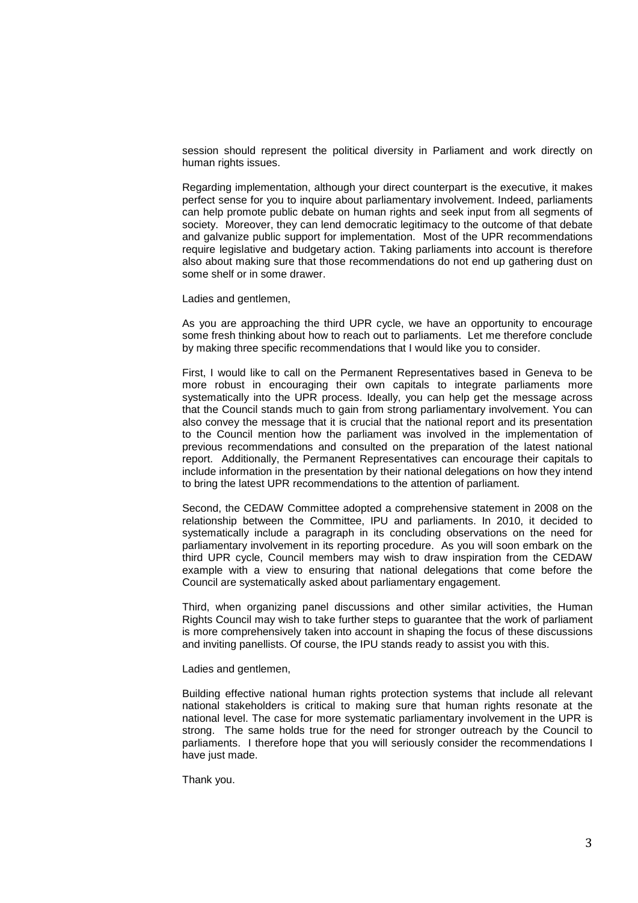session should represent the political diversity in Parliament and work directly on human rights issues.

Regarding implementation, although your direct counterpart is the executive, it makes perfect sense for you to inquire about parliamentary involvement. Indeed, parliaments can help promote public debate on human rights and seek input from all segments of society. Moreover, they can lend democratic legitimacy to the outcome of that debate and galvanize public support for implementation. Most of the UPR recommendations require legislative and budgetary action. Taking parliaments into account is therefore also about making sure that those recommendations do not end up gathering dust on some shelf or in some drawer.

Ladies and gentlemen,

As you are approaching the third UPR cycle, we have an opportunity to encourage some fresh thinking about how to reach out to parliaments. Let me therefore conclude by making three specific recommendations that I would like you to consider.

First, I would like to call on the Permanent Representatives based in Geneva to be more robust in encouraging their own capitals to integrate parliaments more systematically into the UPR process. Ideally, you can help get the message across that the Council stands much to gain from strong parliamentary involvement. You can also convey the message that it is crucial that the national report and its presentation to the Council mention how the parliament was involved in the implementation of previous recommendations and consulted on the preparation of the latest national report. Additionally, the Permanent Representatives can encourage their capitals to include information in the presentation by their national delegations on how they intend to bring the latest UPR recommendations to the attention of parliament.

Second, the CEDAW Committee adopted a comprehensive statement in 2008 on the relationship between the Committee, IPU and parliaments. In 2010, it decided to systematically include a paragraph in its concluding observations on the need for parliamentary involvement in its reporting procedure. As you will soon embark on the third UPR cycle, Council members may wish to draw inspiration from the CEDAW example with a view to ensuring that national delegations that come before the Council are systematically asked about parliamentary engagement.

Third, when organizing panel discussions and other similar activities, the Human Rights Council may wish to take further steps to guarantee that the work of parliament is more comprehensively taken into account in shaping the focus of these discussions and inviting panellists. Of course, the IPU stands ready to assist you with this.

Ladies and gentlemen,

Building effective national human rights protection systems that include all relevant national stakeholders is critical to making sure that human rights resonate at the national level. The case for more systematic parliamentary involvement in the UPR is strong. The same holds true for the need for stronger outreach by the Council to parliaments. I therefore hope that you will seriously consider the recommendations I have just made.

Thank you.